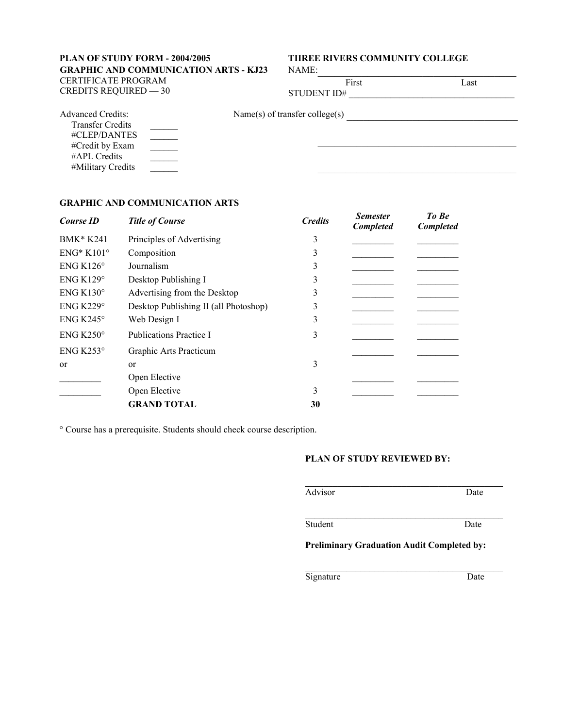**PLAN OF STUDY FORM - 2004/2005**
**GRAPHIC AND COMMUNICATION ARTS - KJ23**
CERTIFICATE PROGRAM
CREDITS REQUIRED — 30

**THREE RIVERS COMMUNITY COLLEGE**
NAME: ______________________________
First Last
STUDENT ID# ______________________________

Advanced Credits:
- Transfer Credits ______
- #CLEP/DANTES ______
- #Credit by Exam ______
- #APL Credits ______
- #Military Credits ______

Name(s) of transfer college(s) ______________________________

______________________________

______________________________

## GRAPHIC AND COMMUNICATION ARTS

| *Course ID* | *Title of Course* | *Credits* | *Semester Completed* | *To Be Completed* |
|---|---|---|---|---|
| BMK* K241 | Principles of Advertising | 3 | _________ | _________ |
| ENG* K101° | Composition | 3 | _________ | _________ |
| ENG K126° | Journalism | 3 | _________ | _________ |
| ENG K129° | Desktop Publishing I | 3 | _________ | _________ |
| ENG K130° | Advertising from the Desktop | 3 | _________ | _________ |
| ENG K229° | Desktop Publishing II (all Photoshop) | 3 | _________ | _________ |
| ENG K245° | Web Design I | 3 | _________ | _________ |
| ENG K250° | Publications Practice I | 3 | _________ | _________ |
| ENG K253° | Graphic Arts Practicum | | _________ | _________ |
| or | or | 3 | | |
| _________ | Open Elective | | _________ | _________ |
| _________ | Open Elective | 3 | _________ | _________ |
| | **GRAND TOTAL** | **30** | | |

° Course has a prerequisite. Students should check course description.

**PLAN OF STUDY REVIEWED BY:**

______________________________
Advisor Date

______________________________
Student Date

**Preliminary Graduation Audit Completed by:**

______________________________
Signature Date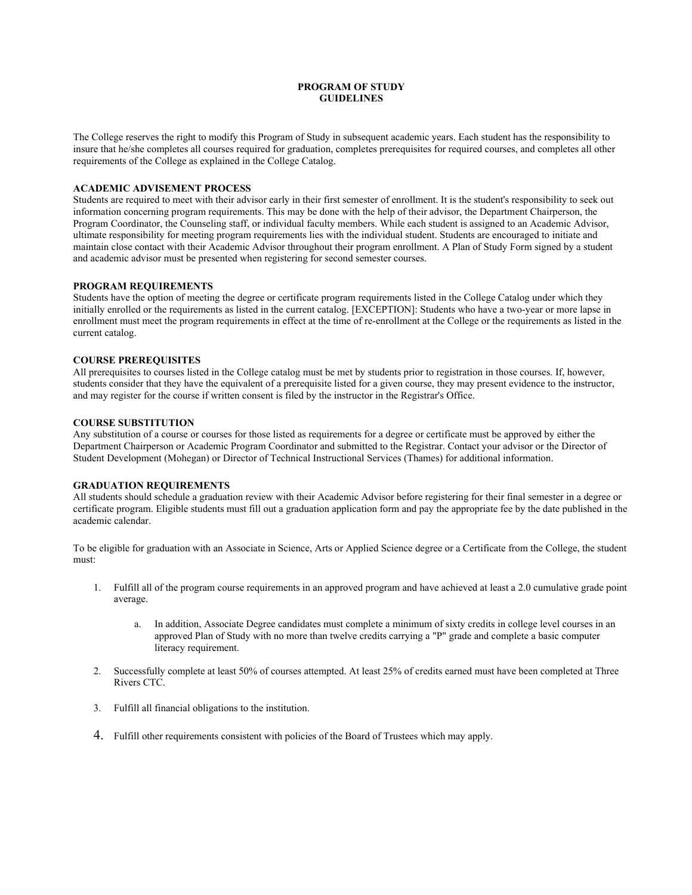# PROGRAM OF STUDY
# GUIDELINES

The College reserves the right to modify this Program of Study in subsequent academic years. Each student has the responsibility to insure that he/she completes all courses required for graduation, completes prerequisites for required courses, and completes all other requirements of the College as explained in the College Catalog.

### ACADEMIC ADVISEMENT PROCESS

Students are required to meet with their advisor early in their first semester of enrollment. It is the student's responsibility to seek out information concerning program requirements. This may be done with the help of their advisor, the Department Chairperson, the Program Coordinator, the Counseling staff, or individual faculty members. While each student is assigned to an Academic Advisor, ultimate responsibility for meeting program requirements lies with the individual student. Students are encouraged to initiate and maintain close contact with their Academic Advisor throughout their program enrollment. A Plan of Study Form signed by a student and academic advisor must be presented when registering for second semester courses.

### PROGRAM REQUIREMENTS

Students have the option of meeting the degree or certificate program requirements listed in the College Catalog under which they initially enrolled or the requirements as listed in the current catalog. [EXCEPTION]: Students who have a two-year or more lapse in enrollment must meet the program requirements in effect at the time of re-enrollment at the College or the requirements as listed in the current catalog.

### COURSE PREREQUISITES

All prerequisites to courses listed in the College catalog must be met by students prior to registration in those courses. If, however, students consider that they have the equivalent of a prerequisite listed for a given course, they may present evidence to the instructor, and may register for the course if written consent is filed by the instructor in the Registrar's Office.

### COURSE SUBSTITUTION

Any substitution of a course or courses for those listed as requirements for a degree or certificate must be approved by either the Department Chairperson or Academic Program Coordinator and submitted to the Registrar. Contact your advisor or the Director of Student Development (Mohegan) or Director of Technical Instructional Services (Thames) for additional information.

### GRADUATION REQUIREMENTS

All students should schedule a graduation review with their Academic Advisor before registering for their final semester in a degree or certificate program. Eligible students must fill out a graduation application form and pay the appropriate fee by the date published in the academic calendar.

To be eligible for graduation with an Associate in Science, Arts or Applied Science degree or a Certificate from the College, the student must:

1. Fulfill all of the program course requirements in an approved program and have achieved at least a 2.0 cumulative grade point average.

   a. In addition, Associate Degree candidates must complete a minimum of sixty credits in college level courses in an approved Plan of Study with no more than twelve credits carrying a "P" grade and complete a basic computer literacy requirement.

2. Successfully complete at least 50% of courses attempted. At least 25% of credits earned must have been completed at Three Rivers CTC.

3. Fulfill all financial obligations to the institution.

4. Fulfill other requirements consistent with policies of the Board of Trustees which may apply.